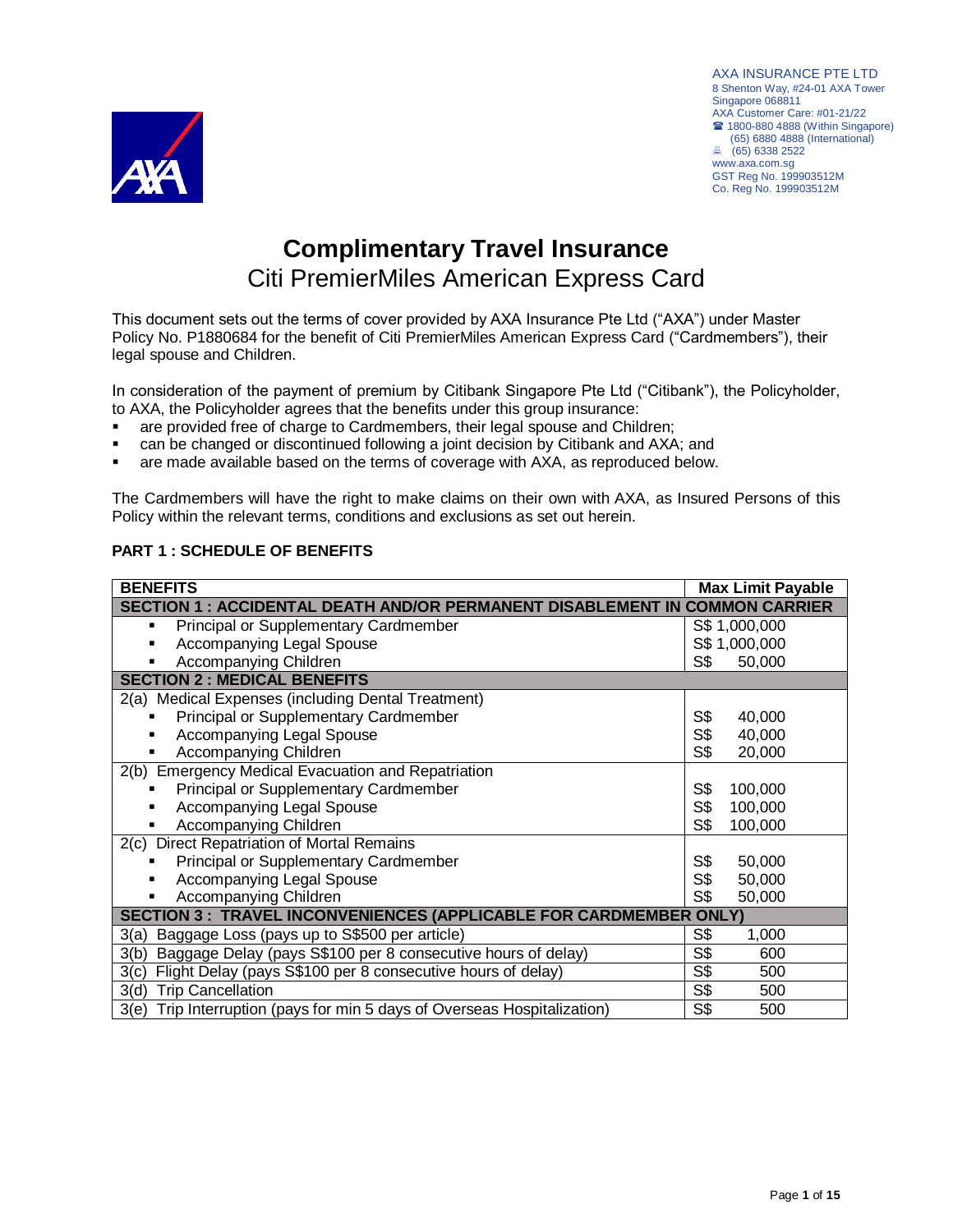AXA INSURANCE PTE LTD
8 Shenton Way, #24-01 AXA Tower
Singapore 068811
AXA Customer Care: #01-21/22
☎ 1800-880 4888 (Within Singapore)
(65) 6880 4888 (International)
(65) 6338 2522
www.axa.com.sg
GST Reg No. 199903512M
Co. Reg No. 199903512M

# Complimentary Travel Insurance

## Citi PremierMiles American Express Card

This document sets out the terms of cover provided by AXA Insurance Pte Ltd ("AXA") under Master Policy No. P1880684 for the benefit of Citi PremierMiles American Express Card ("Cardmembers"), their legal spouse and Children.

In consideration of the payment of premium by Citibank Singapore Pte Ltd ("Citibank"), the Policyholder, to AXA, the Policyholder agrees that the benefits under this group insurance:

- are provided free of charge to Cardmembers, their legal spouse and Children;
- can be changed or discontinued following a joint decision by Citibank and AXA; and
- are made available based on the terms of coverage with AXA, as reproduced below.

The Cardmembers will have the right to make claims on their own with AXA, as Insured Persons of this Policy within the relevant terms, conditions and exclusions as set out herein.

### PART 1 : SCHEDULE OF BENEFITS

| BENEFITS | Max Limit Payable |
|---|---|
| **SECTION 1 : ACCIDENTAL DEATH AND/OR PERMANENT DISABLEMENT IN COMMON CARRIER** | |
| ▪ Principal or Supplementary Cardmember | S$ 1,000,000 |
| ▪ Accompanying Legal Spouse | S$ 1,000,000 |
| ▪ Accompanying Children | S$ 50,000 |
| **SECTION 2 : MEDICAL BENEFITS** | |
| 2(a) Medical Expenses (including Dental Treatment) | |
| ▪ Principal or Supplementary Cardmember | S$ 40,000 |
| ▪ Accompanying Legal Spouse | S$ 40,000 |
| ▪ Accompanying Children | S$ 20,000 |
| 2(b) Emergency Medical Evacuation and Repatriation | |
| ▪ Principal or Supplementary Cardmember | S$ 100,000 |
| ▪ Accompanying Legal Spouse | S$ 100,000 |
| ▪ Accompanying Children | S$ 100,000 |
| 2(c) Direct Repatriation of Mortal Remains | |
| ▪ Principal or Supplementary Cardmember | S$ 50,000 |
| ▪ Accompanying Legal Spouse | S$ 50,000 |
| ▪ Accompanying Children | S$ 50,000 |
| **SECTION 3 : TRAVEL INCONVENIENCES (APPLICABLE FOR CARDMEMBER ONLY)** | |
| 3(a) Baggage Loss (pays up to S$500 per article) | S$ 1,000 |
| 3(b) Baggage Delay (pays S$100 per 8 consecutive hours of delay) | S$ 600 |
| 3(c) Flight Delay (pays S$100 per 8 consecutive hours of delay) | S$ 500 |
| 3(d) Trip Cancellation | S$ 500 |
| 3(e) Trip Interruption (pays for min 5 days of Overseas Hospitalization) | S$ 500 |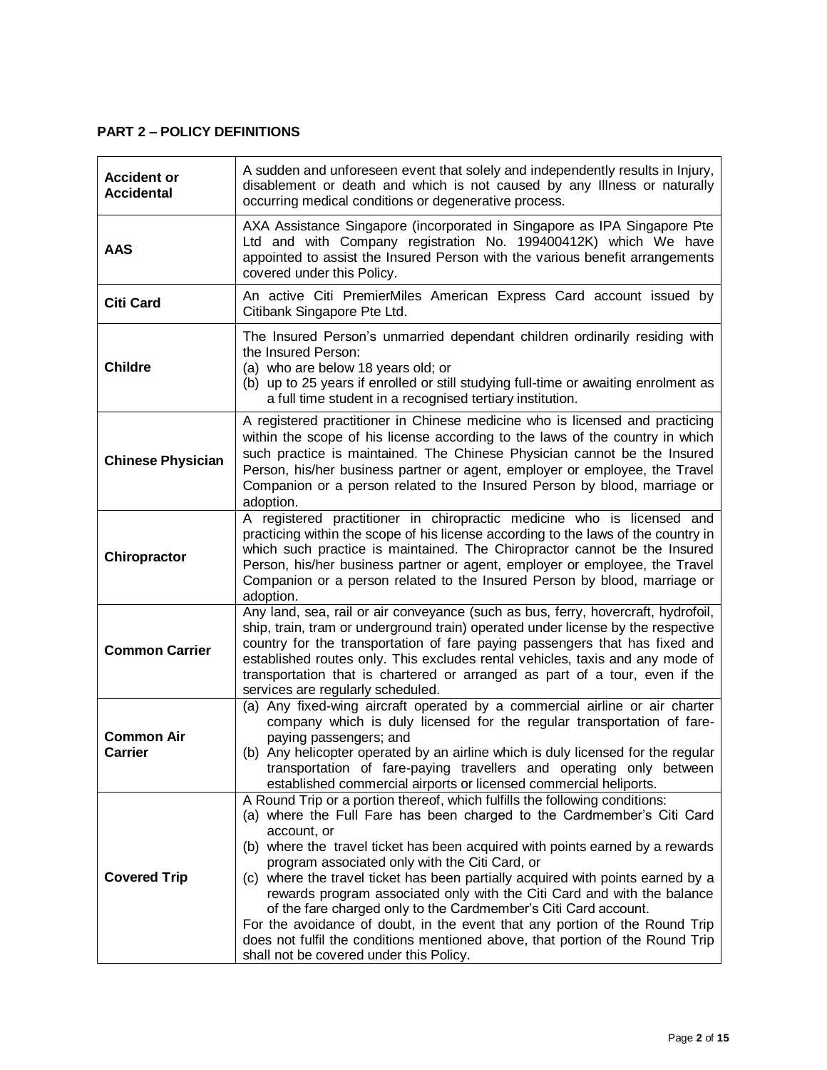## PART 2 – POLICY DEFINITIONS

| | |
|---|---|
| **Accident or Accidental** | A sudden and unforeseen event that solely and independently results in Injury, disablement or death and which is not caused by any Illness or naturally occurring medical conditions or degenerative process. |
| **AAS** | AXA Assistance Singapore (incorporated in Singapore as IPA Singapore Pte Ltd and with Company registration No. 199400412K) which We have appointed to assist the Insured Person with the various benefit arrangements covered under this Policy. |
| **Citi Card** | An active Citi PremierMiles American Express Card account issued by Citibank Singapore Pte Ltd. |
| **Childre** | The Insured Person's unmarried dependant children ordinarily residing with the Insured Person:<br>(a) who are below 18 years old; or<br>(b) up to 25 years if enrolled or still studying full-time or awaiting enrolment as a full time student in a recognised tertiary institution. |
| **Chinese Physician** | A registered practitioner in Chinese medicine who is licensed and practicing within the scope of his license according to the laws of the country in which such practice is maintained. The Chinese Physician cannot be the Insured Person, his/her business partner or agent, employer or employee, the Travel Companion or a person related to the Insured Person by blood, marriage or adoption. |
| **Chiropractor** | A registered practitioner in chiropractic medicine who is licensed and practicing within the scope of his license according to the laws of the country in which such practice is maintained. The Chiropractor cannot be the Insured Person, his/her business partner or agent, employer or employee, the Travel Companion or a person related to the Insured Person by blood, marriage or adoption. |
| **Common Carrier** | Any land, sea, rail or air conveyance (such as bus, ferry, hovercraft, hydrofoil, ship, train, tram or underground train) operated under license by the respective country for the transportation of fare paying passengers that has fixed and established routes only. This excludes rental vehicles, taxis and any mode of transportation that is chartered or arranged as part of a tour, even if the services are regularly scheduled. |
| **Common Air Carrier** | (a) Any fixed-wing aircraft operated by a commercial airline or air charter company which is duly licensed for the regular transportation of fare-paying passengers; and<br>(b) Any helicopter operated by an airline which is duly licensed for the regular transportation of fare-paying travellers and operating only between established commercial airports or licensed commercial heliports. |
| **Covered Trip** | A Round Trip or a portion thereof, which fulfills the following conditions:<br>(a) where the Full Fare has been charged to the Cardmember's Citi Card account, or<br>(b) where the travel ticket has been acquired with points earned by a rewards program associated only with the Citi Card, or<br>(c) where the travel ticket has been partially acquired with points earned by a rewards program associated only with the Citi Card and with the balance of the fare charged only to the Cardmember's Citi Card account.<br>For the avoidance of doubt, in the event that any portion of the Round Trip does not fulfil the conditions mentioned above, that portion of the Round Trip shall not be covered under this Policy. |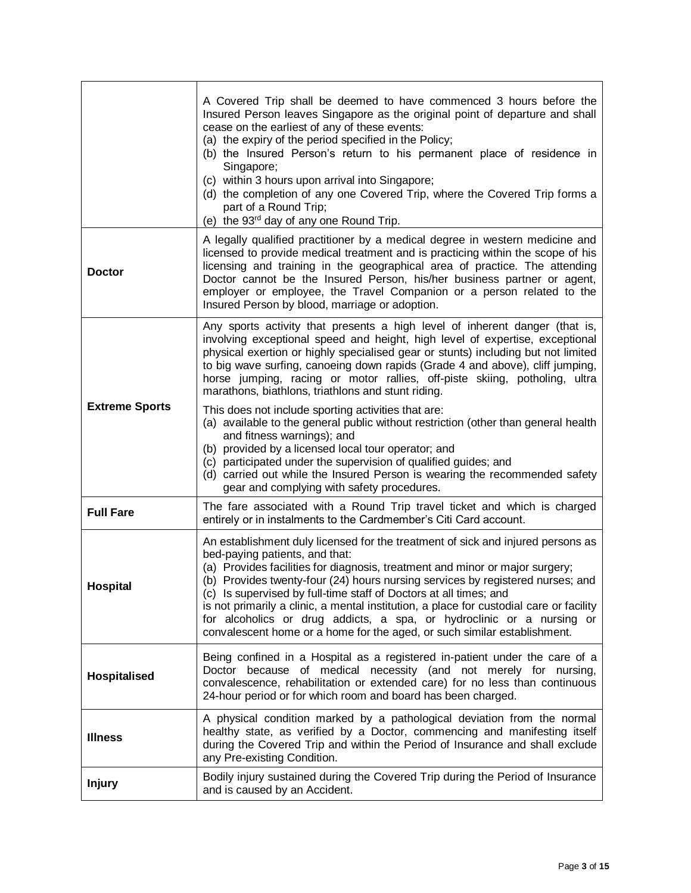| | |
|---|---|
| | A Covered Trip shall be deemed to have commenced 3 hours before the Insured Person leaves Singapore as the original point of departure and shall cease on the earliest of any of these events:<br>(a) the expiry of the period specified in the Policy;<br>(b) the Insured Person's return to his permanent place of residence in Singapore;<br>(c) within 3 hours upon arrival into Singapore;<br>(d) the completion of any one Covered Trip, where the Covered Trip forms a part of a Round Trip;<br>(e) the 93rd day of any one Round Trip. |
| **Doctor** | A legally qualified practitioner by a medical degree in western medicine and licensed to provide medical treatment and is practicing within the scope of his licensing and training in the geographical area of practice. The attending Doctor cannot be the Insured Person, his/her business partner or agent, employer or employee, the Travel Companion or a person related to the Insured Person by blood, marriage or adoption. |
| **Extreme Sports** | Any sports activity that presents a high level of inherent danger (that is, involving exceptional speed and height, high level of expertise, exceptional physical exertion or highly specialised gear or stunts) including but not limited to big wave surfing, canoeing down rapids (Grade 4 and above), cliff jumping, horse jumping, racing or motor rallies, off-piste skiing, potholing, ultra marathons, biathlons, triathlons and stunt riding.<br><br>This does not include sporting activities that are:<br>(a) available to the general public without restriction (other than general health and fitness warnings); and<br>(b) provided by a licensed local tour operator; and<br>(c) participated under the supervision of qualified guides; and<br>(d) carried out while the Insured Person is wearing the recommended safety gear and complying with safety procedures. |
| **Full Fare** | The fare associated with a Round Trip travel ticket and which is charged entirely or in instalments to the Cardmember's Citi Card account. |
| **Hospital** | An establishment duly licensed for the treatment of sick and injured persons as bed-paying patients, and that:<br>(a) Provides facilities for diagnosis, treatment and minor or major surgery;<br>(b) Provides twenty-four (24) hours nursing services by registered nurses; and<br>(c) Is supervised by full-time staff of Doctors at all times; and<br>is not primarily a clinic, a mental institution, a place for custodial care or facility for alcoholics or drug addicts, a spa, or hydroclinic or a nursing or convalescent home or a home for the aged, or such similar establishment. |
| **Hospitalised** | Being confined in a Hospital as a registered in-patient under the care of a Doctor because of medical necessity (and not merely for nursing, convalescence, rehabilitation or extended care) for no less than continuous 24-hour period or for which room and board has been charged. |
| **Illness** | A physical condition marked by a pathological deviation from the normal healthy state, as verified by a Doctor, commencing and manifesting itself during the Covered Trip and within the Period of Insurance and shall exclude any Pre-existing Condition. |
| **Injury** | Bodily injury sustained during the Covered Trip during the Period of Insurance and is caused by an Accident. |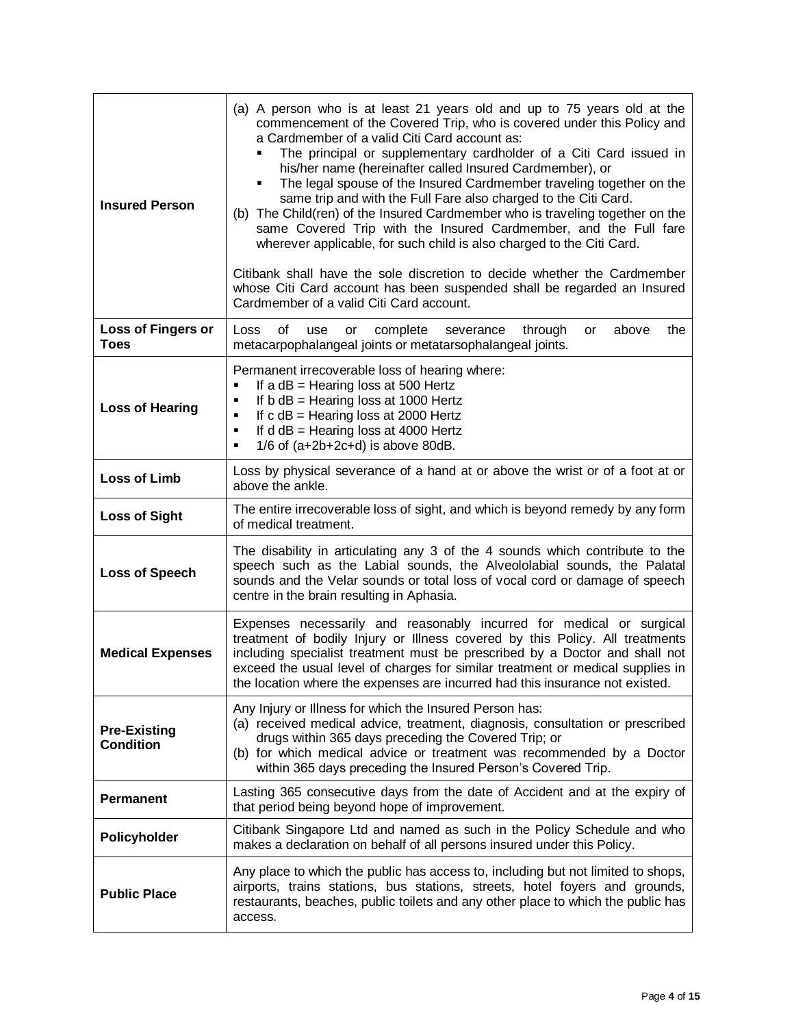| | |
|---|---|
| **Insured Person** | (a) A person who is at least 21 years old and up to 75 years old at the commencement of the Covered Trip, who is covered under this Policy and a Cardmember of a valid Citi Card account as:<br>▪ The principal or supplementary cardholder of a Citi Card issued in his/her name (hereinafter called Insured Cardmember), or<br>▪ The legal spouse of the Insured Cardmember traveling together on the same trip and with the Full Fare also charged to the Citi Card.<br>(b) The Child(ren) of the Insured Cardmember who is traveling together on the same Covered Trip with the Insured Cardmember, and the Full fare wherever applicable, for such child is also charged to the Citi Card.<br><br>Citibank shall have the sole discretion to decide whether the Cardmember whose Citi Card account has been suspended shall be regarded an Insured Cardmember of a valid Citi Card account. |
| **Loss of Fingers or Toes** | Loss of use or complete severance through or above the metacarpophalangeal joints or metatarsophalangeal joints. |
| **Loss of Hearing** | Permanent irrecoverable loss of hearing where:<br>▪ If a dB = Hearing loss at 500 Hertz<br>▪ If b dB = Hearing loss at 1000 Hertz<br>▪ If c dB = Hearing loss at 2000 Hertz<br>▪ If d dB = Hearing loss at 4000 Hertz<br>▪ 1/6 of (a+2b+2c+d) is above 80dB. |
| **Loss of Limb** | Loss by physical severance of a hand at or above the wrist or of a foot at or above the ankle. |
| **Loss of Sight** | The entire irrecoverable loss of sight, and which is beyond remedy by any form of medical treatment. |
| **Loss of Speech** | The disability in articulating any 3 of the 4 sounds which contribute to the speech such as the Labial sounds, the Alveololabial sounds, the Palatal sounds and the Velar sounds or total loss of vocal cord or damage of speech centre in the brain resulting in Aphasia. |
| **Medical Expenses** | Expenses necessarily and reasonably incurred for medical or surgical treatment of bodily Injury or Illness covered by this Policy. All treatments including specialist treatment must be prescribed by a Doctor and shall not exceed the usual level of charges for similar treatment or medical supplies in the location where the expenses are incurred had this insurance not existed. |
| **Pre-Existing Condition** | Any Injury or Illness for which the Insured Person has:<br>(a) received medical advice, treatment, diagnosis, consultation or prescribed drugs within 365 days preceding the Covered Trip; or<br>(b) for which medical advice or treatment was recommended by a Doctor within 365 days preceding the Insured Person's Covered Trip. |
| **Permanent** | Lasting 365 consecutive days from the date of Accident and at the expiry of that period being beyond hope of improvement. |
| **Policyholder** | Citibank Singapore Ltd and named as such in the Policy Schedule and who makes a declaration on behalf of all persons insured under this Policy. |
| **Public Place** | Any place to which the public has access to, including but not limited to shops, airports, trains stations, bus stations, streets, hotel foyers and grounds, restaurants, beaches, public toilets and any other place to which the public has access. |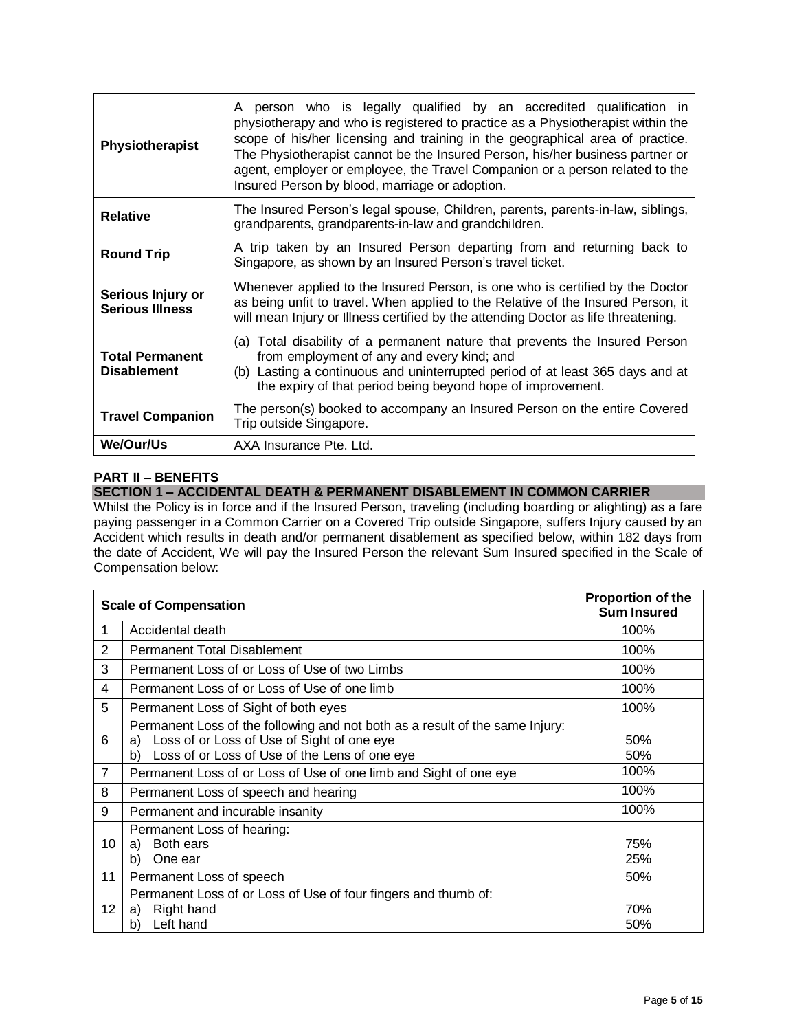| | |
|---|---|
| **Physiotherapist** | A person who is legally qualified by an accredited qualification in physiotherapy and who is registered to practice as a Physiotherapist within the scope of his/her licensing and training in the geographical area of practice. The Physiotherapist cannot be the Insured Person, his/her business partner or agent, employer or employee, the Travel Companion or a person related to the Insured Person by blood, marriage or adoption. |
| **Relative** | The Insured Person's legal spouse, Children, parents, parents-in-law, siblings, grandparents, grandparents-in-law and grandchildren. |
| **Round Trip** | A trip taken by an Insured Person departing from and returning back to Singapore, as shown by an Insured Person's travel ticket. |
| **Serious Injury or Serious Illness** | Whenever applied to the Insured Person, is one who is certified by the Doctor as being unfit to travel. When applied to the Relative of the Insured Person, it will mean Injury or Illness certified by the attending Doctor as life threatening. |
| **Total Permanent Disablement** | (a) Total disability of a permanent nature that prevents the Insured Person from employment of any and every kind; and (b) Lasting a continuous and uninterrupted period of at least 365 days and at the expiry of that period being beyond hope of improvement. |
| **Travel Companion** | The person(s) booked to accompany an Insured Person on the entire Covered Trip outside Singapore. |
| **We/Our/Us** | AXA Insurance Pte. Ltd. |

## PART II – BENEFITS

### SECTION 1 – ACCIDENTAL DEATH & PERMANENT DISABLEMENT IN COMMON CARRIER

Whilst the Policy is in force and if the Insured Person, traveling (including boarding or alighting) as a fare paying passenger in a Common Carrier on a Covered Trip outside Singapore, suffers Injury caused by an Accident which results in death and/or permanent disablement as specified below, within 182 days from the date of Accident, We will pay the Insured Person the relevant Sum Insured specified in the Scale of Compensation below:

| | Scale of Compensation | Proportion of the Sum Insured |
|---|---|---|
| 1 | Accidental death | 100% |
| 2 | Permanent Total Disablement | 100% |
| 3 | Permanent Loss of or Loss of Use of two Limbs | 100% |
| 4 | Permanent Loss of or Loss of Use of one limb | 100% |
| 5 | Permanent Loss of Sight of both eyes | 100% |
| 6 | Permanent Loss of the following and not both as a result of the same Injury:<br>a) Loss of or Loss of Use of Sight of one eye<br>b) Loss of or Loss of Use of the Lens of one eye | <br>50%<br>50% |
| 7 | Permanent Loss of or Loss of Use of one limb and Sight of one eye | 100% |
| 8 | Permanent Loss of speech and hearing | 100% |
| 9 | Permanent and incurable insanity | 100% |
| 10 | Permanent Loss of hearing:<br>a) Both ears<br>b) One ear | <br>75%<br>25% |
| 11 | Permanent Loss of speech | 50% |
| 12 | Permanent Loss of or Loss of Use of four fingers and thumb of:<br>a) Right hand<br>b) Left hand | <br>70%<br>50% |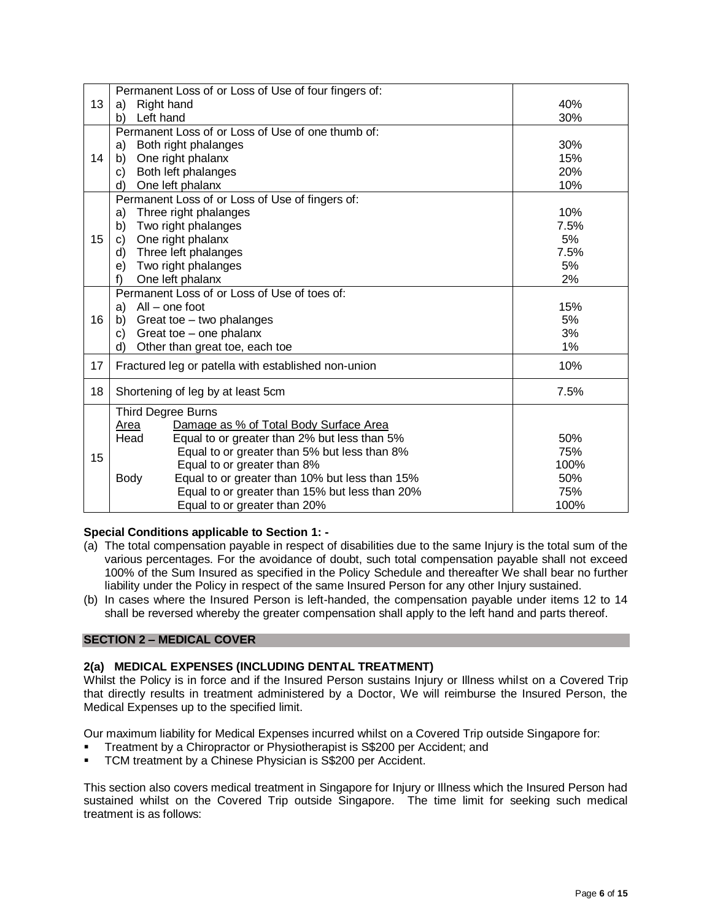| | | |
|---|---|---|
| 13 | Permanent Loss of or Loss of Use of four fingers of:<br>a) Right hand<br>b) Left hand | <br>40%<br>30% |
| 14 | Permanent Loss of or Loss of Use of one thumb of:<br>a) Both right phalanges<br>b) One right phalanx<br>c) Both left phalanges<br>d) One left phalanx | <br>30%<br>15%<br>20%<br>10% |
| 15 | Permanent Loss of or Loss of Use of fingers of:<br>a) Three right phalanges<br>b) Two right phalanges<br>c) One right phalanx<br>d) Three left phalanges<br>e) Two right phalanges<br>f) One left phalanx | <br>10%<br>7.5%<br>5%<br>7.5%<br>5%<br>2% |
| 16 | Permanent Loss of or Loss of Use of toes of:<br>a) All – one foot<br>b) Great toe – two phalanges<br>c) Great toe – one phalanx<br>d) Other than great toe, each toe | <br>15%<br>5%<br>3%<br>1% |
| 17 | Fractured leg or patella with established non-union | 10% |
| 18 | Shortening of leg by at least 5cm | 7.5% |
| 15 | Third Degree Burns<br>Area — Damage as % of Total Body Surface Area<br>Head — Equal to or greater than 2% but less than 5%<br>Equal to or greater than 5% but less than 8%<br>Equal to or greater than 8%<br>Body — Equal to or greater than 10% but less than 15%<br>Equal to or greater than 15% but less than 20%<br>Equal to or greater than 20% | <br><br>50%<br>75%<br>100%<br>50%<br>75%<br>100% |

**Special Conditions applicable to Section 1: -**

(a) The total compensation payable in respect of disabilities due to the same Injury is the total sum of the various percentages. For the avoidance of doubt, such total compensation payable shall not exceed 100% of the Sum Insured as specified in the Policy Schedule and thereafter We shall bear no further liability under the Policy in respect of the same Insured Person for any other Injury sustained.

(b) In cases where the Insured Person is left-handed, the compensation payable under items 12 to 14 shall be reversed whereby the greater compensation shall apply to the left hand and parts thereof.

## SECTION 2 – MEDICAL COVER

### 2(a) MEDICAL EXPENSES (INCLUDING DENTAL TREATMENT)

Whilst the Policy is in force and if the Insured Person sustains Injury or Illness whilst on a Covered Trip that directly results in treatment administered by a Doctor, We will reimburse the Insured Person, the Medical Expenses up to the specified limit.

Our maximum liability for Medical Expenses incurred whilst on a Covered Trip outside Singapore for:

- Treatment by a Chiropractor or Physiotherapist is S$200 per Accident; and
- TCM treatment by a Chinese Physician is S$200 per Accident.

This section also covers medical treatment in Singapore for Injury or Illness which the Insured Person had sustained whilst on the Covered Trip outside Singapore. The time limit for seeking such medical treatment is as follows: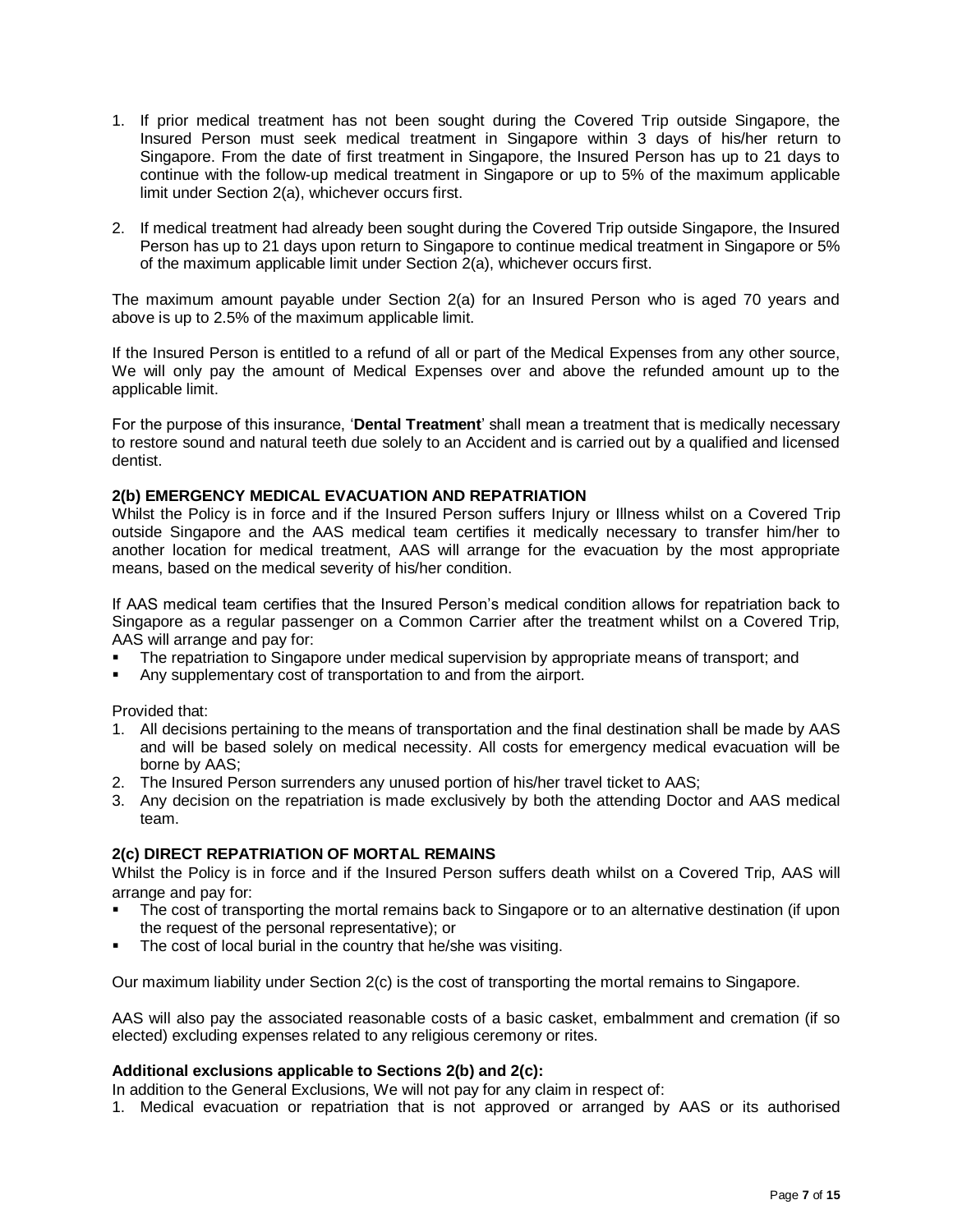1. If prior medical treatment has not been sought during the Covered Trip outside Singapore, the Insured Person must seek medical treatment in Singapore within 3 days of his/her return to Singapore. From the date of first treatment in Singapore, the Insured Person has up to 21 days to continue with the follow-up medical treatment in Singapore or up to 5% of the maximum applicable limit under Section 2(a), whichever occurs first.

2. If medical treatment had already been sought during the Covered Trip outside Singapore, the Insured Person has up to 21 days upon return to Singapore to continue medical treatment in Singapore or 5% of the maximum applicable limit under Section 2(a), whichever occurs first.

The maximum amount payable under Section 2(a) for an Insured Person who is aged 70 years and above is up to 2.5% of the maximum applicable limit.

If the Insured Person is entitled to a refund of all or part of the Medical Expenses from any other source, We will only pay the amount of Medical Expenses over and above the refunded amount up to the applicable limit.

For the purpose of this insurance, '**Dental Treatment**' shall mean a treatment that is medically necessary to restore sound and natural teeth due solely to an Accident and is carried out by a qualified and licensed dentist.

### 2(b) EMERGENCY MEDICAL EVACUATION AND REPATRIATION

Whilst the Policy is in force and if the Insured Person suffers Injury or Illness whilst on a Covered Trip outside Singapore and the AAS medical team certifies it medically necessary to transfer him/her to another location for medical treatment, AAS will arrange for the evacuation by the most appropriate means, based on the medical severity of his/her condition.

If AAS medical team certifies that the Insured Person's medical condition allows for repatriation back to Singapore as a regular passenger on a Common Carrier after the treatment whilst on a Covered Trip, AAS will arrange and pay for:

- The repatriation to Singapore under medical supervision by appropriate means of transport; and
- Any supplementary cost of transportation to and from the airport.

Provided that:

1. All decisions pertaining to the means of transportation and the final destination shall be made by AAS and will be based solely on medical necessity. All costs for emergency medical evacuation will be borne by AAS;
2. The Insured Person surrenders any unused portion of his/her travel ticket to AAS;
3. Any decision on the repatriation is made exclusively by both the attending Doctor and AAS medical team.

### 2(c) DIRECT REPATRIATION OF MORTAL REMAINS

Whilst the Policy is in force and if the Insured Person suffers death whilst on a Covered Trip, AAS will arrange and pay for:

- The cost of transporting the mortal remains back to Singapore or to an alternative destination (if upon the request of the personal representative); or
- The cost of local burial in the country that he/she was visiting.

Our maximum liability under Section 2(c) is the cost of transporting the mortal remains to Singapore.

AAS will also pay the associated reasonable costs of a basic casket, embalmment and cremation (if so elected) excluding expenses related to any religious ceremony or rites.

**Additional exclusions applicable to Sections 2(b) and 2(c):**

In addition to the General Exclusions, We will not pay for any claim in respect of:

1. Medical evacuation or repatriation that is not approved or arranged by AAS or its authorised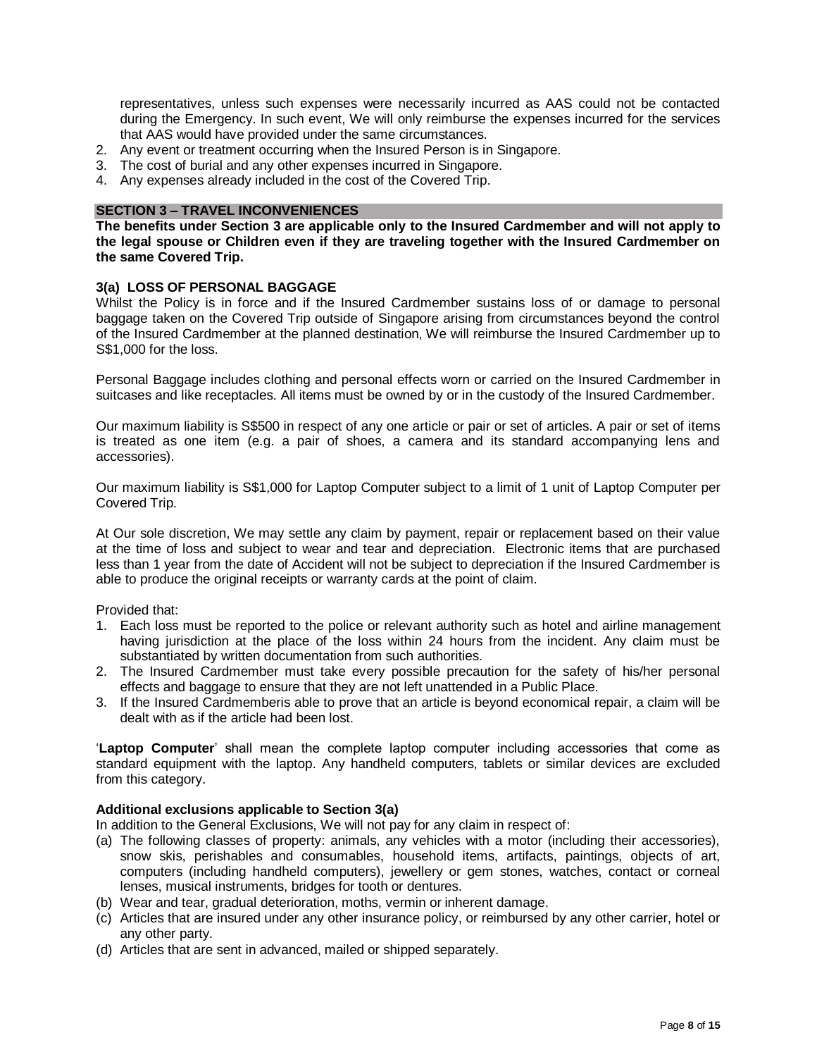representatives, unless such expenses were necessarily incurred as AAS could not be contacted during the Emergency. In such event, We will only reimburse the expenses incurred for the services that AAS would have provided under the same circumstances.

2. Any event or treatment occurring when the Insured Person is in Singapore.
3. The cost of burial and any other expenses incurred in Singapore.
4. Any expenses already included in the cost of the Covered Trip.

## SECTION 3 – TRAVEL INCONVENIENCES

**The benefits under Section 3 are applicable only to the Insured Cardmember and will not apply to the legal spouse or Children even if they are traveling together with the Insured Cardmember on the same Covered Trip.**

### 3(a) LOSS OF PERSONAL BAGGAGE

Whilst the Policy is in force and if the Insured Cardmember sustains loss of or damage to personal baggage taken on the Covered Trip outside of Singapore arising from circumstances beyond the control of the Insured Cardmember at the planned destination, We will reimburse the Insured Cardmember up to S$1,000 for the loss.

Personal Baggage includes clothing and personal effects worn or carried on the Insured Cardmember in suitcases and like receptacles. All items must be owned by or in the custody of the Insured Cardmember.

Our maximum liability is S$500 in respect of any one article or pair or set of articles. A pair or set of items is treated as one item (e.g. a pair of shoes, a camera and its standard accompanying lens and accessories).

Our maximum liability is S$1,000 for Laptop Computer subject to a limit of 1 unit of Laptop Computer per Covered Trip.

At Our sole discretion, We may settle any claim by payment, repair or replacement based on their value at the time of loss and subject to wear and tear and depreciation. Electronic items that are purchased less than 1 year from the date of Accident will not be subject to depreciation if the Insured Cardmember is able to produce the original receipts or warranty cards at the point of claim.

Provided that:

1. Each loss must be reported to the police or relevant authority such as hotel and airline management having jurisdiction at the place of the loss within 24 hours from the incident. Any claim must be substantiated by written documentation from such authorities.
2. The Insured Cardmember must take every possible precaution for the safety of his/her personal effects and baggage to ensure that they are not left unattended in a Public Place.
3. If the Insured Cardmemberis able to prove that an article is beyond economical repair, a claim will be dealt with as if the article had been lost.

'**Laptop Computer**' shall mean the complete laptop computer including accessories that come as standard equipment with the laptop. Any handheld computers, tablets or similar devices are excluded from this category.

**Additional exclusions applicable to Section 3(a)**

In addition to the General Exclusions, We will not pay for any claim in respect of:

(a) The following classes of property: animals, any vehicles with a motor (including their accessories), snow skis, perishables and consumables, household items, artifacts, paintings, objects of art, computers (including handheld computers), jewellery or gem stones, watches, contact or corneal lenses, musical instruments, bridges for tooth or dentures.
(b) Wear and tear, gradual deterioration, moths, vermin or inherent damage.
(c) Articles that are insured under any other insurance policy, or reimbursed by any other carrier, hotel or any other party.
(d) Articles that are sent in advanced, mailed or shipped separately.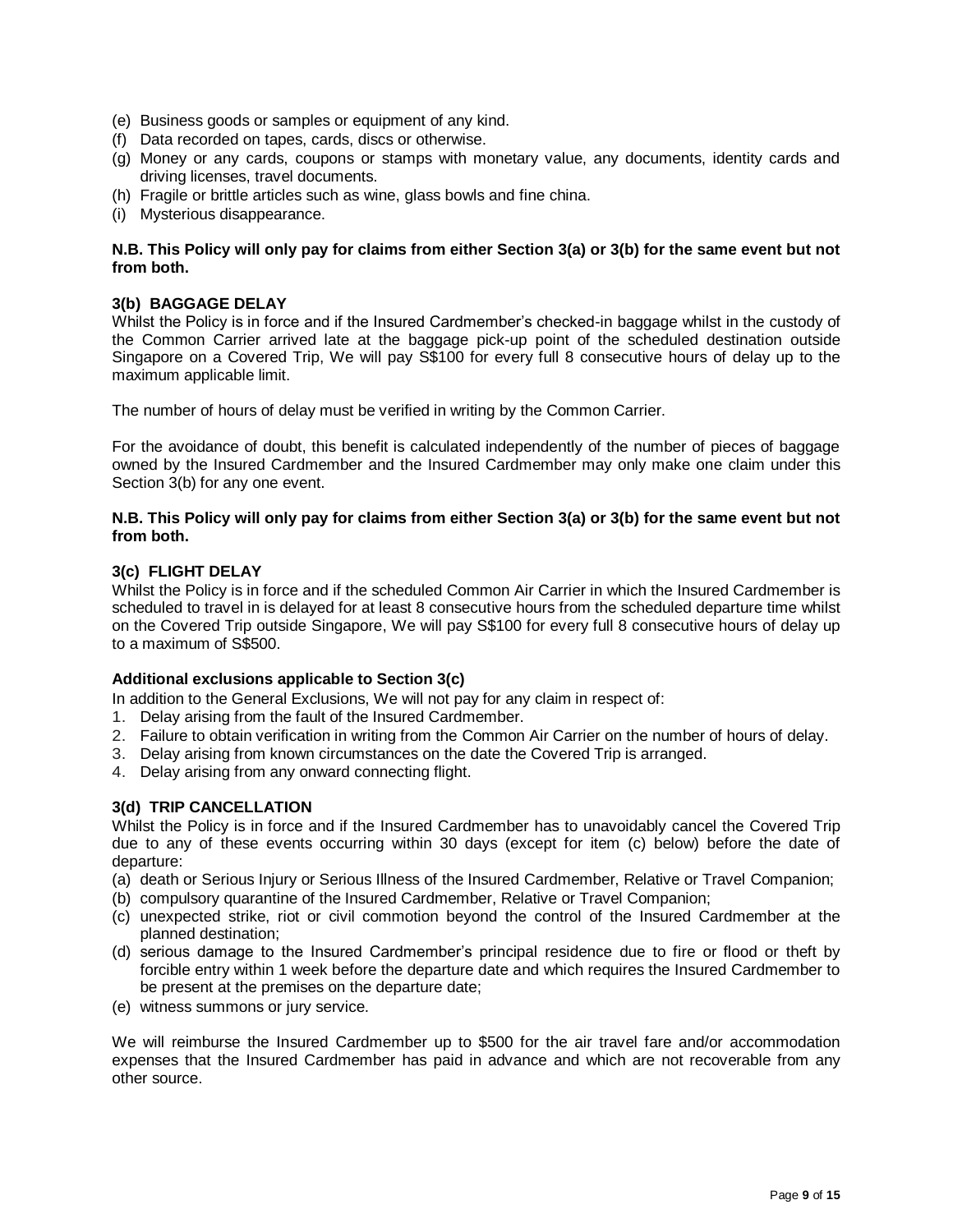(e) Business goods or samples or equipment of any kind.
(f) Data recorded on tapes, cards, discs or otherwise.
(g) Money or any cards, coupons or stamps with monetary value, any documents, identity cards and driving licenses, travel documents.
(h) Fragile or brittle articles such as wine, glass bowls and fine china.
(i) Mysterious disappearance.

**N.B. This Policy will only pay for claims from either Section 3(a) or 3(b) for the same event but not from both.**

### 3(b) BAGGAGE DELAY

Whilst the Policy is in force and if the Insured Cardmember's checked-in baggage whilst in the custody of the Common Carrier arrived late at the baggage pick-up point of the scheduled destination outside Singapore on a Covered Trip, We will pay S$100 for every full 8 consecutive hours of delay up to the maximum applicable limit.

The number of hours of delay must be verified in writing by the Common Carrier.

For the avoidance of doubt, this benefit is calculated independently of the number of pieces of baggage owned by the Insured Cardmember and the Insured Cardmember may only make one claim under this Section 3(b) for any one event.

**N.B. This Policy will only pay for claims from either Section 3(a) or 3(b) for the same event but not from both.**

### 3(c) FLIGHT DELAY

Whilst the Policy is in force and if the scheduled Common Air Carrier in which the Insured Cardmember is scheduled to travel in is delayed for at least 8 consecutive hours from the scheduled departure time whilst on the Covered Trip outside Singapore, We will pay S$100 for every full 8 consecutive hours of delay up to a maximum of S$500.

**Additional exclusions applicable to Section 3(c)**

In addition to the General Exclusions, We will not pay for any claim in respect of:

1. Delay arising from the fault of the Insured Cardmember.
2. Failure to obtain verification in writing from the Common Air Carrier on the number of hours of delay.
3. Delay arising from known circumstances on the date the Covered Trip is arranged.
4. Delay arising from any onward connecting flight.

### 3(d) TRIP CANCELLATION

Whilst the Policy is in force and if the Insured Cardmember has to unavoidably cancel the Covered Trip due to any of these events occurring within 30 days (except for item (c) below) before the date of departure:

(a) death or Serious Injury or Serious Illness of the Insured Cardmember, Relative or Travel Companion;
(b) compulsory quarantine of the Insured Cardmember, Relative or Travel Companion;
(c) unexpected strike, riot or civil commotion beyond the control of the Insured Cardmember at the planned destination;
(d) serious damage to the Insured Cardmember's principal residence due to fire or flood or theft by forcible entry within 1 week before the departure date and which requires the Insured Cardmember to be present at the premises on the departure date;
(e) witness summons or jury service.

We will reimburse the Insured Cardmember up to $500 for the air travel fare and/or accommodation expenses that the Insured Cardmember has paid in advance and which are not recoverable from any other source.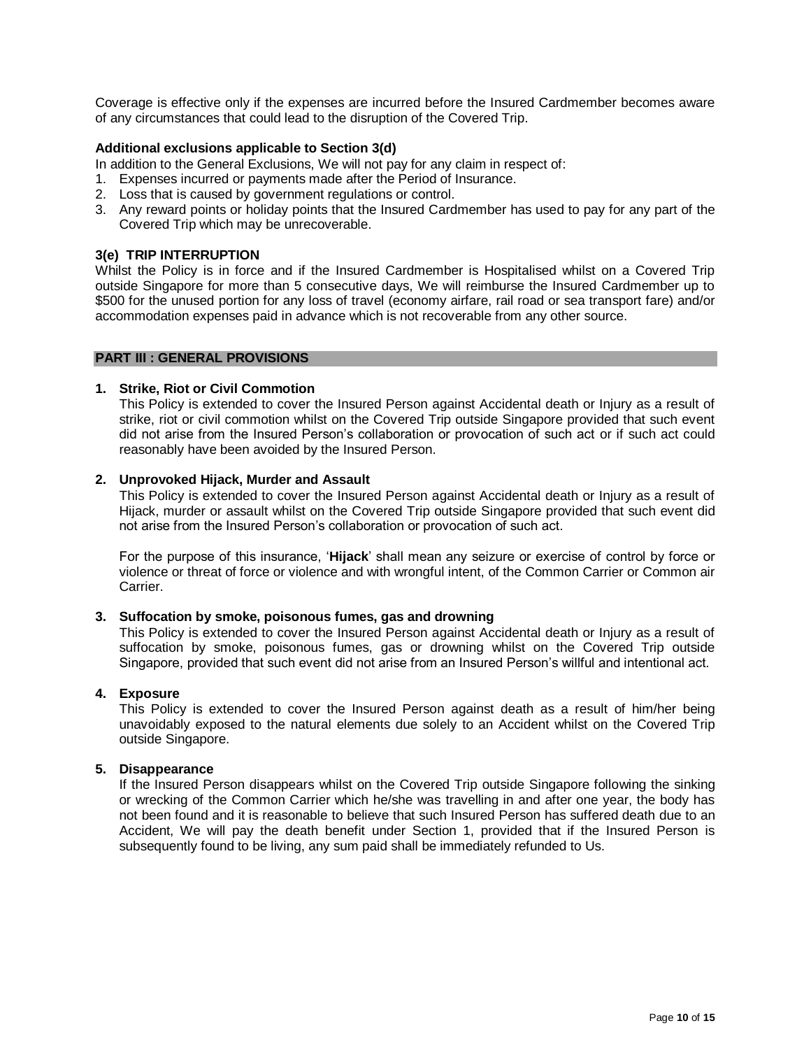Coverage is effective only if the expenses are incurred before the Insured Cardmember becomes aware of any circumstances that could lead to the disruption of the Covered Trip.

**Additional exclusions applicable to Section 3(d)**

In addition to the General Exclusions, We will not pay for any claim in respect of:

1. Expenses incurred or payments made after the Period of Insurance.
2. Loss that is caused by government regulations or control.
3. Any reward points or holiday points that the Insured Cardmember has used to pay for any part of the Covered Trip which may be unrecoverable.

### 3(e) TRIP INTERRUPTION

Whilst the Policy is in force and if the Insured Cardmember is Hospitalised whilst on a Covered Trip outside Singapore for more than 5 consecutive days, We will reimburse the Insured Cardmember up to $500 for the unused portion for any loss of travel (economy airfare, rail road or sea transport fare) and/or accommodation expenses paid in advance which is not recoverable from any other source.

## PART III : GENERAL PROVISIONS

**1. Strike, Riot or Civil Commotion**

This Policy is extended to cover the Insured Person against Accidental death or Injury as a result of strike, riot or civil commotion whilst on the Covered Trip outside Singapore provided that such event did not arise from the Insured Person's collaboration or provocation of such act or if such act could reasonably have been avoided by the Insured Person.

**2. Unprovoked Hijack, Murder and Assault**

This Policy is extended to cover the Insured Person against Accidental death or Injury as a result of Hijack, murder or assault whilst on the Covered Trip outside Singapore provided that such event did not arise from the Insured Person's collaboration or provocation of such act.

For the purpose of this insurance, '**Hijack**' shall mean any seizure or exercise of control by force or violence or threat of force or violence and with wrongful intent, of the Common Carrier or Common air Carrier.

**3. Suffocation by smoke, poisonous fumes, gas and drowning**

This Policy is extended to cover the Insured Person against Accidental death or Injury as a result of suffocation by smoke, poisonous fumes, gas or drowning whilst on the Covered Trip outside Singapore, provided that such event did not arise from an Insured Person's willful and intentional act.

**4. Exposure**

This Policy is extended to cover the Insured Person against death as a result of him/her being unavoidably exposed to the natural elements due solely to an Accident whilst on the Covered Trip outside Singapore.

**5. Disappearance**

If the Insured Person disappears whilst on the Covered Trip outside Singapore following the sinking or wrecking of the Common Carrier which he/she was travelling in and after one year, the body has not been found and it is reasonable to believe that such Insured Person has suffered death due to an Accident, We will pay the death benefit under Section 1, provided that if the Insured Person is subsequently found to be living, any sum paid shall be immediately refunded to Us.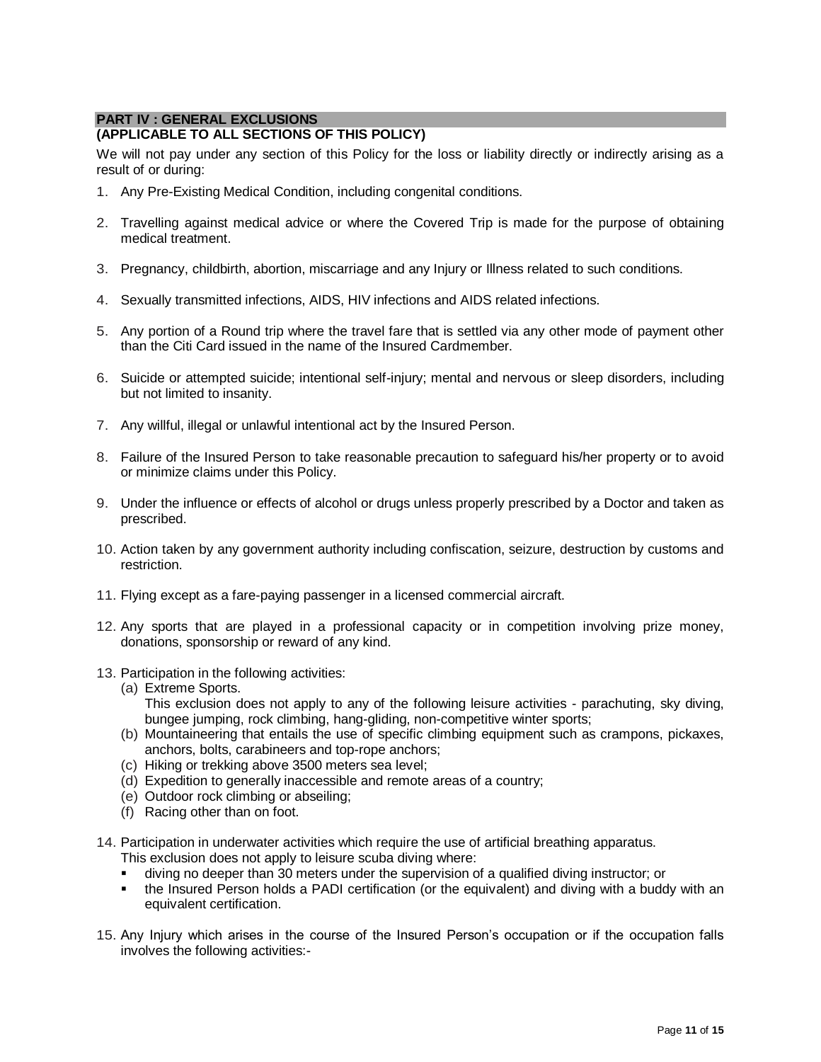## PART IV : GENERAL EXCLUSIONS
**(APPLICABLE TO ALL SECTIONS OF THIS POLICY)**

We will not pay under any section of this Policy for the loss or liability directly or indirectly arising as a result of or during:

1. Any Pre-Existing Medical Condition, including congenital conditions.

2. Travelling against medical advice or where the Covered Trip is made for the purpose of obtaining medical treatment.

3. Pregnancy, childbirth, abortion, miscarriage and any Injury or Illness related to such conditions.

4. Sexually transmitted infections, AIDS, HIV infections and AIDS related infections.

5. Any portion of a Round trip where the travel fare that is settled via any other mode of payment other than the Citi Card issued in the name of the Insured Cardmember.

6. Suicide or attempted suicide; intentional self-injury; mental and nervous or sleep disorders, including but not limited to insanity.

7. Any willful, illegal or unlawful intentional act by the Insured Person.

8. Failure of the Insured Person to take reasonable precaution to safeguard his/her property or to avoid or minimize claims under this Policy.

9. Under the influence or effects of alcohol or drugs unless properly prescribed by a Doctor and taken as prescribed.

10. Action taken by any government authority including confiscation, seizure, destruction by customs and restriction.

11. Flying except as a fare-paying passenger in a licensed commercial aircraft.

12. Any sports that are played in a professional capacity or in competition involving prize money, donations, sponsorship or reward of any kind.

13. Participation in the following activities:
    (a) Extreme Sports.
    This exclusion does not apply to any of the following leisure activities - parachuting, sky diving, bungee jumping, rock climbing, hang-gliding, non-competitive winter sports;
    (b) Mountaineering that entails the use of specific climbing equipment such as crampons, pickaxes, anchors, bolts, carabineers and top-rope anchors;
    (c) Hiking or trekking above 3500 meters sea level;
    (d) Expedition to generally inaccessible and remote areas of a country;
    (e) Outdoor rock climbing or abseiling;
    (f) Racing other than on foot.

14. Participation in underwater activities which require the use of artificial breathing apparatus.
    This exclusion does not apply to leisure scuba diving where:
    - diving no deeper than 30 meters under the supervision of a qualified diving instructor; or
    - the Insured Person holds a PADI certification (or the equivalent) and diving with a buddy with an equivalent certification.

15. Any Injury which arises in the course of the Insured Person's occupation or if the occupation falls involves the following activities:-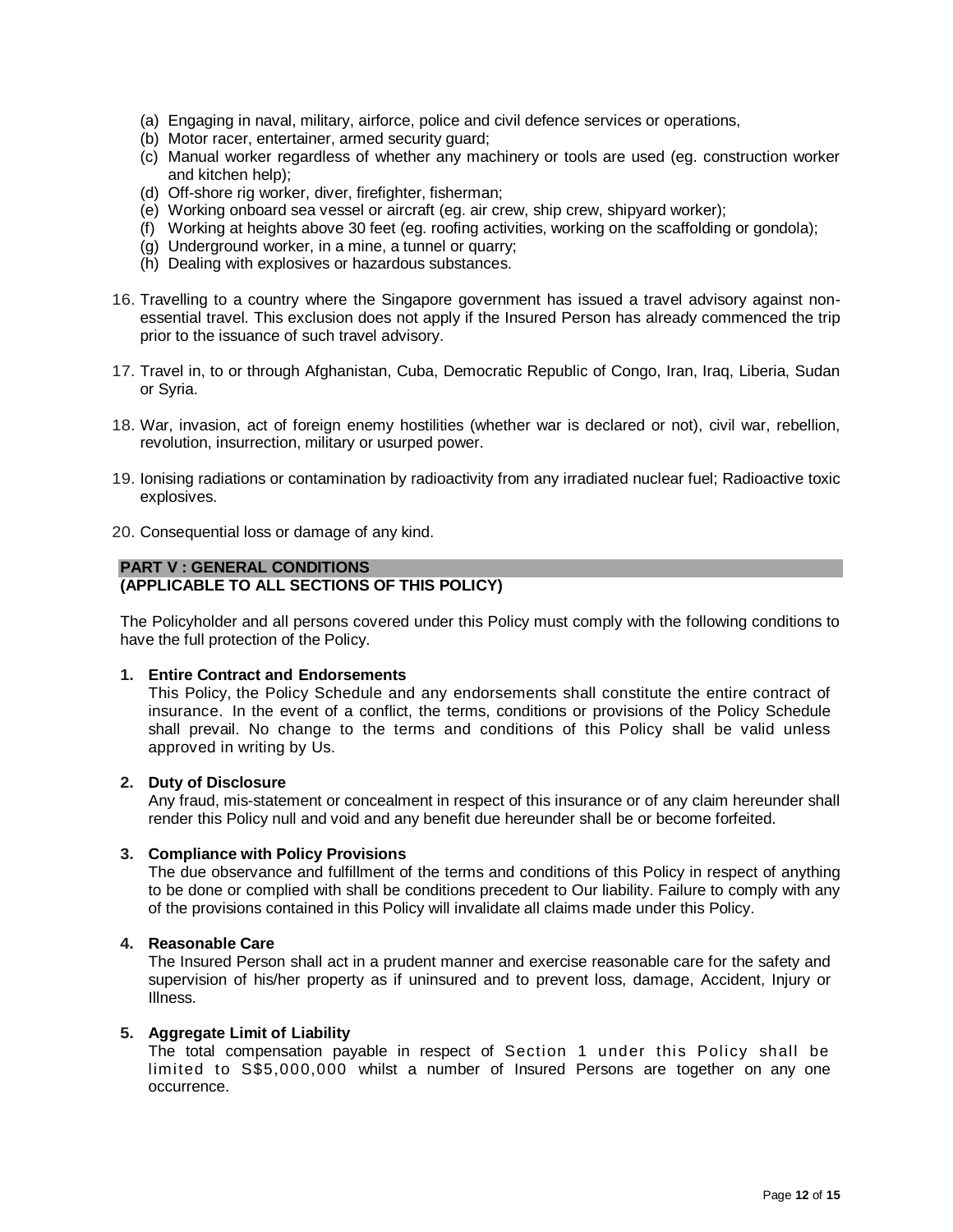(a) Engaging in naval, military, airforce, police and civil defence services or operations,
(b) Motor racer, entertainer, armed security guard;
(c) Manual worker regardless of whether any machinery or tools are used (eg. construction worker and kitchen help);
(d) Off-shore rig worker, diver, firefighter, fisherman;
(e) Working onboard sea vessel or aircraft (eg. air crew, ship crew, shipyard worker);
(f) Working at heights above 30 feet (eg. roofing activities, working on the scaffolding or gondola);
(g) Underground worker, in a mine, a tunnel or quarry;
(h) Dealing with explosives or hazardous substances.

16. Travelling to a country where the Singapore government has issued a travel advisory against non-essential travel. This exclusion does not apply if the Insured Person has already commenced the trip prior to the issuance of such travel advisory.

17. Travel in, to or through Afghanistan, Cuba, Democratic Republic of Congo, Iran, Iraq, Liberia, Sudan or Syria.

18. War, invasion, act of foreign enemy hostilities (whether war is declared or not), civil war, rebellion, revolution, insurrection, military or usurped power.

19. Ionising radiations or contamination by radioactivity from any irradiated nuclear fuel; Radioactive toxic explosives.

20. Consequential loss or damage of any kind.

## PART V : GENERAL CONDITIONS
## (APPLICABLE TO ALL SECTIONS OF THIS POLICY)

The Policyholder and all persons covered under this Policy must comply with the following conditions to have the full protection of the Policy.

**1. Entire Contract and Endorsements**

This Policy, the Policy Schedule and any endorsements shall constitute the entire contract of insurance. In the event of a conflict, the terms, conditions or provisions of the Policy Schedule shall prevail. No change to the terms and conditions of this Policy shall be valid unless approved in writing by Us.

**2. Duty of Disclosure**

Any fraud, mis-statement or concealment in respect of this insurance or of any claim hereunder shall render this Policy null and void and any benefit due hereunder shall be or become forfeited.

**3. Compliance with Policy Provisions**

The due observance and fulfillment of the terms and conditions of this Policy in respect of anything to be done or complied with shall be conditions precedent to Our liability. Failure to comply with any of the provisions contained in this Policy will invalidate all claims made under this Policy.

**4. Reasonable Care**

The Insured Person shall act in a prudent manner and exercise reasonable care for the safety and supervision of his/her property as if uninsured and to prevent loss, damage, Accident, Injury or Illness.

**5. Aggregate Limit of Liability**

The total compensation payable in respect of Section 1 under this Policy shall be limited to S$5,000,000 whilst a number of Insured Persons are together on any one occurrence.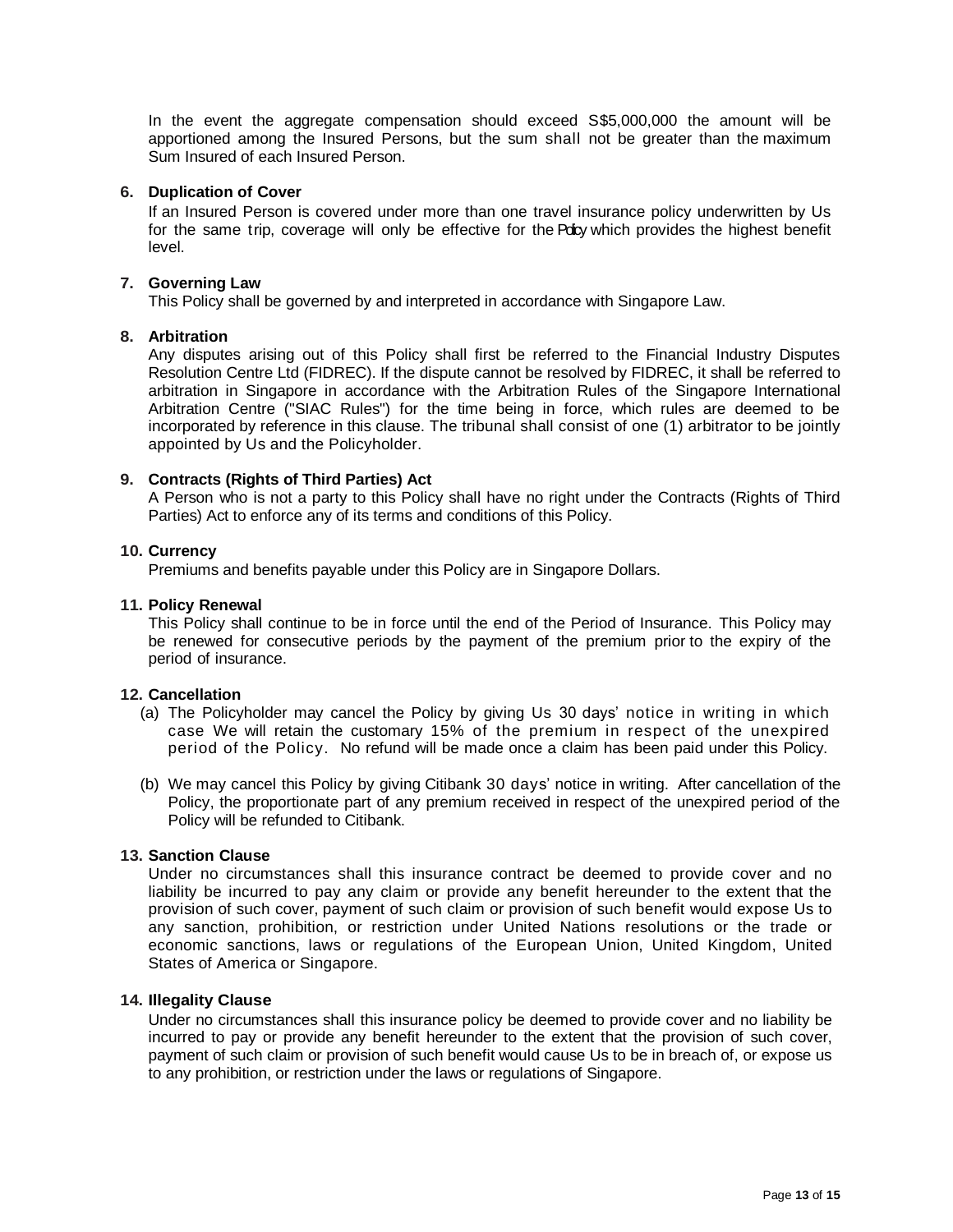In the event the aggregate compensation should exceed S$5,000,000 the amount will be apportioned among the Insured Persons, but the sum shall not be greater than the maximum Sum Insured of each Insured Person.

**6. Duplication of Cover**

If an Insured Person is covered under more than one travel insurance policy underwritten by Us for the same trip, coverage will only be effective for the Policy which provides the highest benefit level.

**7. Governing Law**

This Policy shall be governed by and interpreted in accordance with Singapore Law.

**8. Arbitration**

Any disputes arising out of this Policy shall first be referred to the Financial Industry Disputes Resolution Centre Ltd (FIDREC). If the dispute cannot be resolved by FIDREC, it shall be referred to arbitration in Singapore in accordance with the Arbitration Rules of the Singapore International Arbitration Centre ("SIAC Rules") for the time being in force, which rules are deemed to be incorporated by reference in this clause. The tribunal shall consist of one (1) arbitrator to be jointly appointed by Us and the Policyholder.

**9. Contracts (Rights of Third Parties) Act**

A Person who is not a party to this Policy shall have no right under the Contracts (Rights of Third Parties) Act to enforce any of its terms and conditions of this Policy.

**10. Currency**

Premiums and benefits payable under this Policy are in Singapore Dollars.

**11. Policy Renewal**

This Policy shall continue to be in force until the end of the Period of Insurance. This Policy may be renewed for consecutive periods by the payment of the premium prior to the expiry of the period of insurance.

**12. Cancellation**

(a) The Policyholder may cancel the Policy by giving Us 30 days' notice in writing in which case We will retain the customary 15% of the premium in respect of the unexpired period of the Policy. No refund will be made once a claim has been paid under this Policy.

(b) We may cancel this Policy by giving Citibank 30 days' notice in writing. After cancellation of the Policy, the proportionate part of any premium received in respect of the unexpired period of the Policy will be refunded to Citibank.

**13. Sanction Clause**

Under no circumstances shall this insurance contract be deemed to provide cover and no liability be incurred to pay any claim or provide any benefit hereunder to the extent that the provision of such cover, payment of such claim or provision of such benefit would expose Us to any sanction, prohibition, or restriction under United Nations resolutions or the trade or economic sanctions, laws or regulations of the European Union, United Kingdom, United States of America or Singapore.

**14. Illegality Clause**

Under no circumstances shall this insurance policy be deemed to provide cover and no liability be incurred to pay or provide any benefit hereunder to the extent that the provision of such cover, payment of such claim or provision of such benefit would cause Us to be in breach of, or expose us to any prohibition, or restriction under the laws or regulations of Singapore.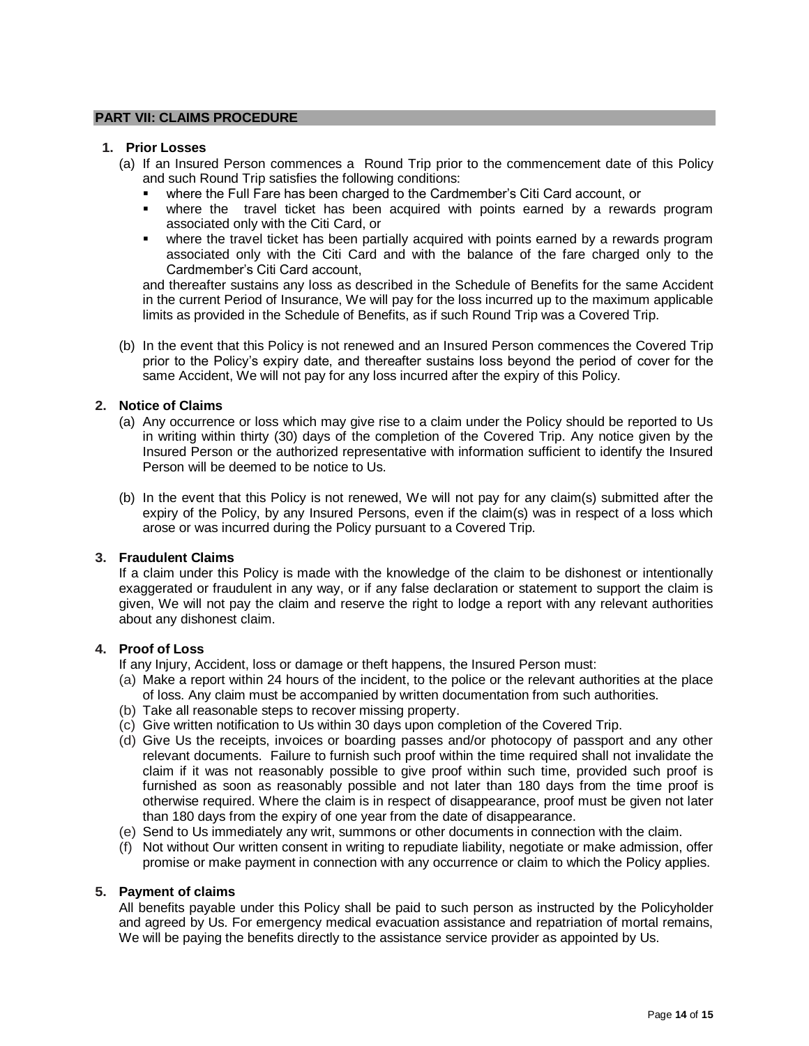## PART VII: CLAIMS PROCEDURE

### 1. Prior Losses

(a) If an Insured Person commences a Round Trip prior to the commencement date of this Policy and such Round Trip satisfies the following conditions:

- where the Full Fare has been charged to the Cardmember's Citi Card account, or
- where the travel ticket has been acquired with points earned by a rewards program associated only with the Citi Card, or
- where the travel ticket has been partially acquired with points earned by a rewards program associated only with the Citi Card and with the balance of the fare charged only to the Cardmember's Citi Card account,

and thereafter sustains any loss as described in the Schedule of Benefits for the same Accident in the current Period of Insurance, We will pay for the loss incurred up to the maximum applicable limits as provided in the Schedule of Benefits, as if such Round Trip was a Covered Trip.

(b) In the event that this Policy is not renewed and an Insured Person commences the Covered Trip prior to the Policy's expiry date, and thereafter sustains loss beyond the period of cover for the same Accident, We will not pay for any loss incurred after the expiry of this Policy.

### 2. Notice of Claims

(a) Any occurrence or loss which may give rise to a claim under the Policy should be reported to Us in writing within thirty (30) days of the completion of the Covered Trip. Any notice given by the Insured Person or the authorized representative with information sufficient to identify the Insured Person will be deemed to be notice to Us.

(b) In the event that this Policy is not renewed, We will not pay for any claim(s) submitted after the expiry of the Policy, by any Insured Persons, even if the claim(s) was in respect of a loss which arose or was incurred during the Policy pursuant to a Covered Trip.

### 3. Fraudulent Claims

If a claim under this Policy is made with the knowledge of the claim to be dishonest or intentionally exaggerated or fraudulent in any way, or if any false declaration or statement to support the claim is given, We will not pay the claim and reserve the right to lodge a report with any relevant authorities about any dishonest claim.

### 4. Proof of Loss

If any Injury, Accident, loss or damage or theft happens, the Insured Person must:

(a) Make a report within 24 hours of the incident, to the police or the relevant authorities at the place of loss. Any claim must be accompanied by written documentation from such authorities.
(b) Take all reasonable steps to recover missing property.
(c) Give written notification to Us within 30 days upon completion of the Covered Trip.
(d) Give Us the receipts, invoices or boarding passes and/or photocopy of passport and any other relevant documents. Failure to furnish such proof within the time required shall not invalidate the claim if it was not reasonably possible to give proof within such time, provided such proof is furnished as soon as reasonably possible and not later than 180 days from the time proof is otherwise required. Where the claim is in respect of disappearance, proof must be given not later than 180 days from the expiry of one year from the date of disappearance.
(e) Send to Us immediately any writ, summons or other documents in connection with the claim.
(f) Not without Our written consent in writing to repudiate liability, negotiate or make admission, offer promise or make payment in connection with any occurrence or claim to which the Policy applies.

### 5. Payment of claims

All benefits payable under this Policy shall be paid to such person as instructed by the Policyholder and agreed by Us. For emergency medical evacuation assistance and repatriation of mortal remains, We will be paying the benefits directly to the assistance service provider as appointed by Us.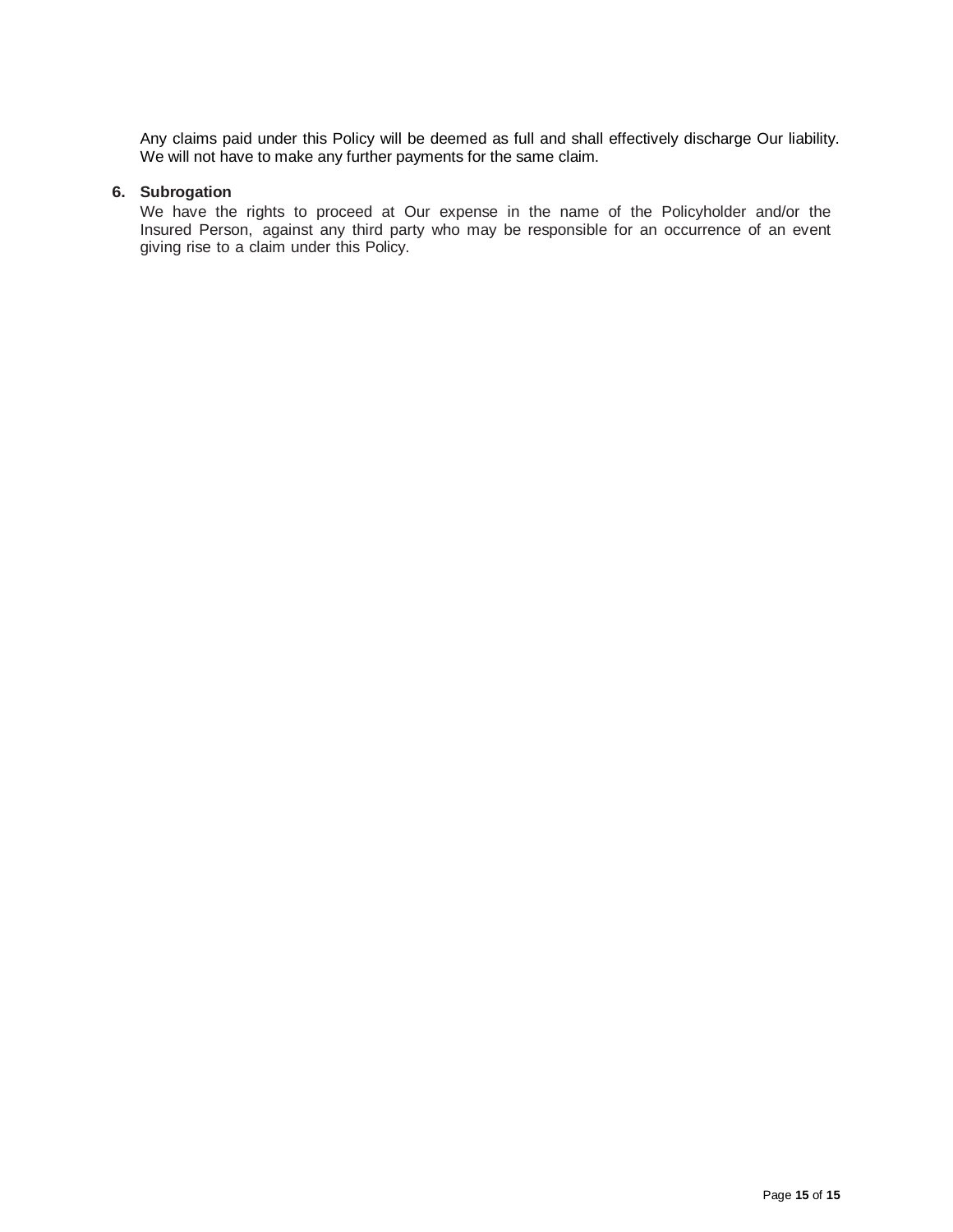Any claims paid under this Policy will be deemed as full and shall effectively discharge Our liability. We will not have to make any further payments for the same claim.

6. **Subrogation**

   We have the rights to proceed at Our expense in the name of the Policyholder and/or the Insured Person, against any third party who may be responsible for an occurrence of an event giving rise to a claim under this Policy.